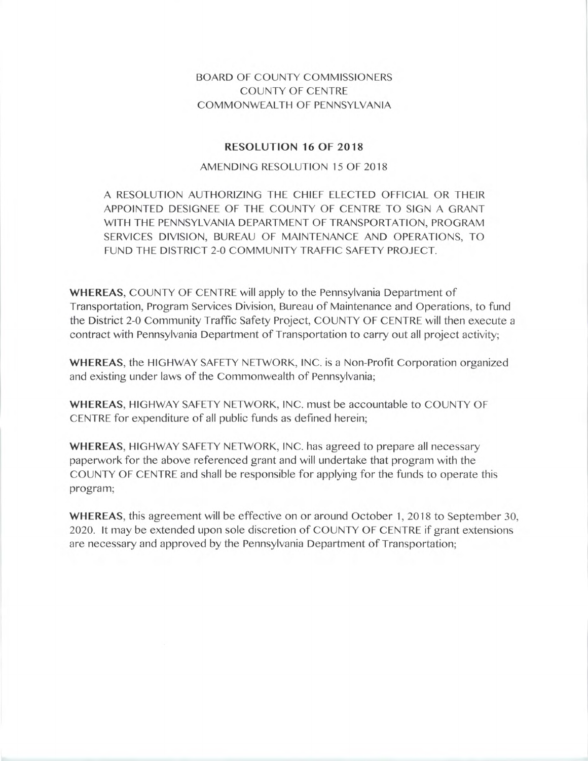BOARD OF COUNTY COMMISSIONERS
COUNTY OF CENTRE
COMMONWEALTH OF PENNSYLVANIA

## RESOLUTION 16 OF 2018

AMENDING RESOLUTION 15 OF 2018

A RESOLUTION AUTHORIZING THE CHIEF ELECTED OFFICIAL OR THEIR APPOINTED DESIGNEE OF THE COUNTY OF CENTRE TO SIGN A GRANT WITH THE PENNSYLVANIA DEPARTMENT OF TRANSPORTATION, PROGRAM SERVICES DIVISION, BUREAU OF MAINTENANCE AND OPERATIONS, TO FUND THE DISTRICT 2-0 COMMUNITY TRAFFIC SAFETY PROJECT.

**WHEREAS**, COUNTY OF CENTRE will apply to the Pennsylvania Department of Transportation, Program Services Division, Bureau of Maintenance and Operations, to fund the District 2-0 Community Traffic Safety Project, COUNTY OF CENTRE will then execute a contract with Pennsylvania Department of Transportation to carry out all project activity;

**WHEREAS**, the HIGHWAY SAFETY NETWORK, INC. is a Non-Profit Corporation organized and existing under laws of the Commonwealth of Pennsylvania;

**WHEREAS**, HIGHWAY SAFETY NETWORK, INC. must be accountable to COUNTY OF CENTRE for expenditure of all public funds as defined herein;

**WHEREAS**, HIGHWAY SAFETY NETWORK, INC. has agreed to prepare all necessary paperwork for the above referenced grant and will undertake that program with the COUNTY OF CENTRE and shall be responsible for applying for the funds to operate this program;

**WHEREAS**, this agreement will be effective on or around October 1, 2018 to September 30, 2020. It may be extended upon sole discretion of COUNTY OF CENTRE if grant extensions are necessary and approved by the Pennsylvania Department of Transportation;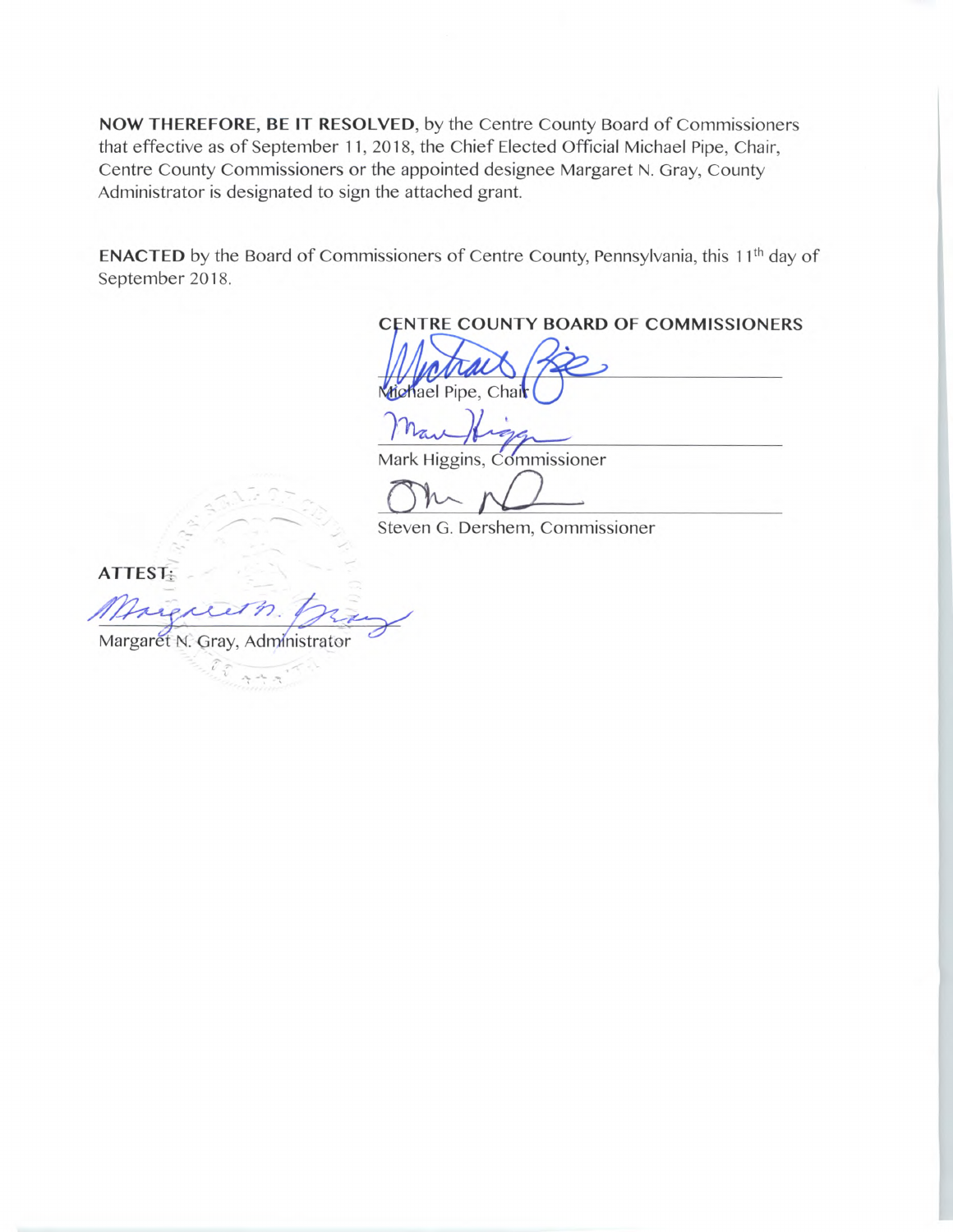**NOW THEREFORE, BE IT RESOLVED**, by the Centre County Board of Commissioners that effective as of September 11, 2018, the Chief Elected Official Michael Pipe, Chair, Centre County Commissioners or the appointed designee Margaret N. Gray, County Administrator is designated to sign the attached grant.

**ENACTED** by the Board of Commissioners of Centre County, Pennsylvania, this 11th day of September 2018.

**CENTRE COUNTY BOARD OF COMMISSIONERS**

Michael Pipe, Chair

Mark Higgins, Commissioner

Steven G. Dershem, Commissioner

**ATTEST:**

Margaret N. Gray, Administrator